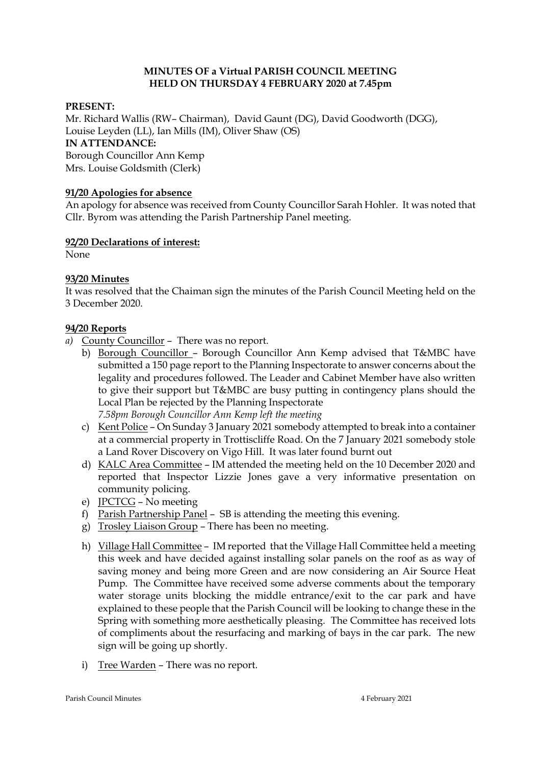**MINUTES OF a Virtual PARISH COUNCIL MEETING**
**HELD ON THURSDAY 4 FEBRUARY 2020 at 7.45pm**

**PRESENT:**
Mr. Richard Wallis (RW– Chairman), David Gaunt (DG), David Goodworth (DGG), Louise Leyden (LL), Ian Mills (IM), Oliver Shaw (OS)

**IN ATTENDANCE:**
Borough Councillor Ann Kemp
Mrs. Louise Goldsmith (Clerk)

**91/20 Apologies for absence**

An apology for absence was received from County Councillor Sarah Hohler. It was noted that Cllr. Byrom was attending the Parish Partnership Panel meeting.

**92/20 Declarations of interest:**

None

**93/20 Minutes**

It was resolved that the Chaiman sign the minutes of the Parish Council Meeting held on the 3 December 2020.

**94/20 Reports**

a) County Councillor – There was no report.

b) Borough Councillor – Borough Councillor Ann Kemp advised that T&MBC have submitted a 150 page report to the Planning Inspectorate to answer concerns about the legality and procedures followed. The Leader and Cabinet Member have also written to give their support but T&MBC are busy putting in contingency plans should the Local Plan be rejected by the Planning Inspectorate
*7.58pm Borough Councillor Ann Kemp left the meeting*

c) Kent Police – On Sunday 3 January 2021 somebody attempted to break into a container at a commercial property in Trottiscliffe Road. On the 7 January 2021 somebody stole a Land Rover Discovery on Vigo Hill. It was later found burnt out

d) KALC Area Committee – IM attended the meeting held on the 10 December 2020 and reported that Inspector Lizzie Jones gave a very informative presentation on community policing.

e) JPCTCG – No meeting

f) Parish Partnership Panel – SB is attending the meeting this evening.

g) Trosley Liaison Group – There has been no meeting.

h) Village Hall Committee – IM reported that the Village Hall Committee held a meeting this week and have decided against installing solar panels on the roof as as way of saving money and being more Green and are now considering an Air Source Heat Pump. The Committee have received some adverse comments about the temporary water storage units blocking the middle entrance/exit to the car park and have explained to these people that the Parish Council will be looking to change these in the Spring with something more aesthetically pleasing. The Committee has received lots of compliments about the resurfacing and marking of bays in the car park. The new sign will be going up shortly.

i) Tree Warden – There was no report.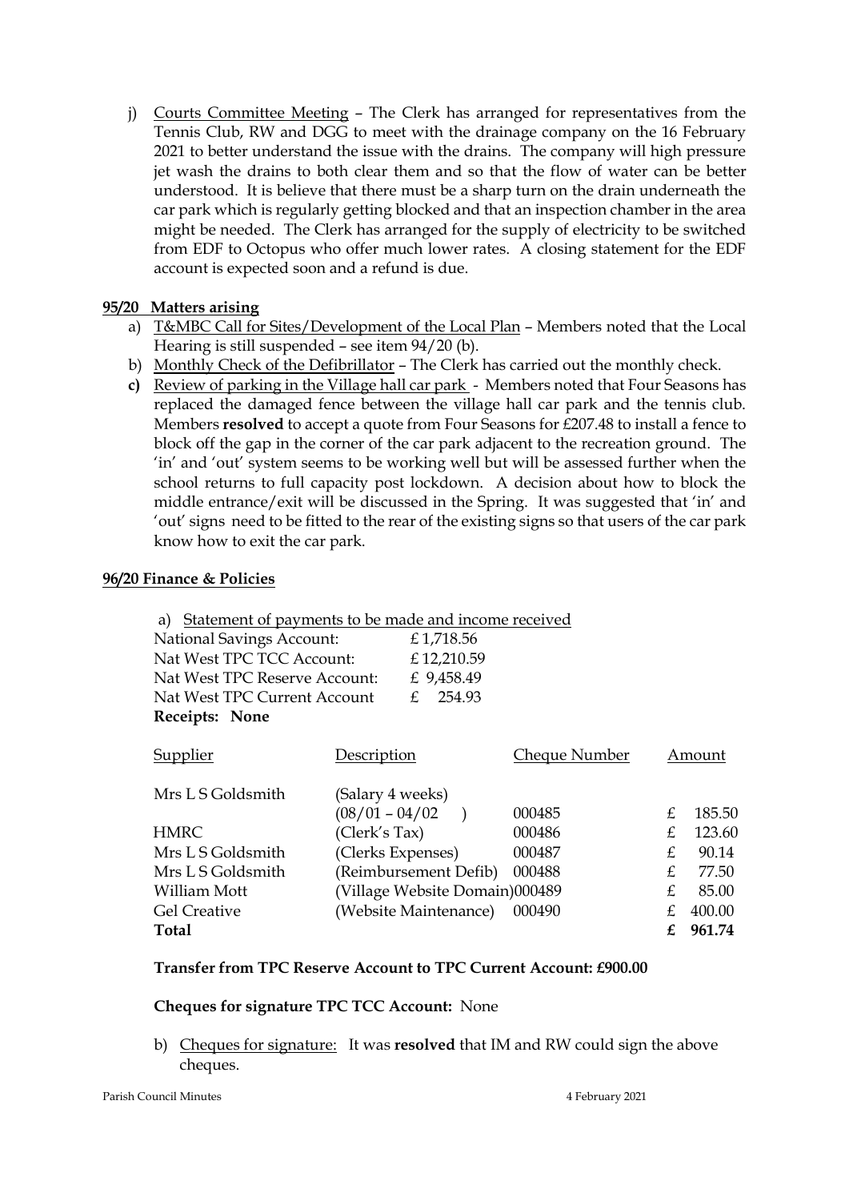j) Courts Committee Meeting – The Clerk has arranged for representatives from the Tennis Club, RW and DGG to meet with the drainage company on the 16 February 2021 to better understand the issue with the drains. The company will high pressure jet wash the drains to both clear them and so that the flow of water can be better understood. It is believe that there must be a sharp turn on the drain underneath the car park which is regularly getting blocked and that an inspection chamber in the area might be needed. The Clerk has arranged for the supply of electricity to be switched from EDF to Octopus who offer much lower rates. A closing statement for the EDF account is expected soon and a refund is due.

**95/20 Matters arising**

a) T&MBC Call for Sites/Development of the Local Plan – Members noted that the Local Hearing is still suspended – see item 94/20 (b).

b) Monthly Check of the Defibrillator – The Clerk has carried out the monthly check.

**c)** Review of parking in the Village hall car park - Members noted that Four Seasons has replaced the damaged fence between the village hall car park and the tennis club. Members **resolved** to accept a quote from Four Seasons for £207.48 to install a fence to block off the gap in the corner of the car park adjacent to the recreation ground. The 'in' and 'out' system seems to be working well but will be assessed further when the school returns to full capacity post lockdown. A decision about how to block the middle entrance/exit will be discussed in the Spring. It was suggested that 'in' and 'out' signs need to be fitted to the rear of the existing signs so that users of the car park know how to exit the car park.

**96/20 Finance & Policies**

a) Statement of payments to be made and income received

| | |
|---|---|
| National Savings Account: | £ 1,718.56 |
| Nat West TPC TCC Account: | £ 12,210.59 |
| Nat West TPC Reserve Account: | £ 9,458.49 |
| Nat West TPC Current Account | £ 254.93 |

**Receipts: None**

| Supplier | Description | Cheque Number | Amount |
|---|---|---|---|
| Mrs L S Goldsmith | (Salary 4 weeks) (08/01 – 04/02 ) | 000485 | £ 185.50 |
| HMRC | (Clerk's Tax) | 000486 | £ 123.60 |
| Mrs L S Goldsmith | (Clerks Expenses) | 000487 | £ 90.14 |
| Mrs L S Goldsmith | (Reimbursement Defib) | 000488 | £ 77.50 |
| William Mott | (Village Website Domain) | 000489 | £ 85.00 |
| Gel Creative | (Website Maintenance) | 000490 | £ 400.00 |
| **Total** | | | **£ 961.74** |

**Transfer from TPC Reserve Account to TPC Current Account: £900.00**

**Cheques for signature TPC TCC Account:** None

b) Cheques for signature: It was **resolved** that IM and RW could sign the above cheques.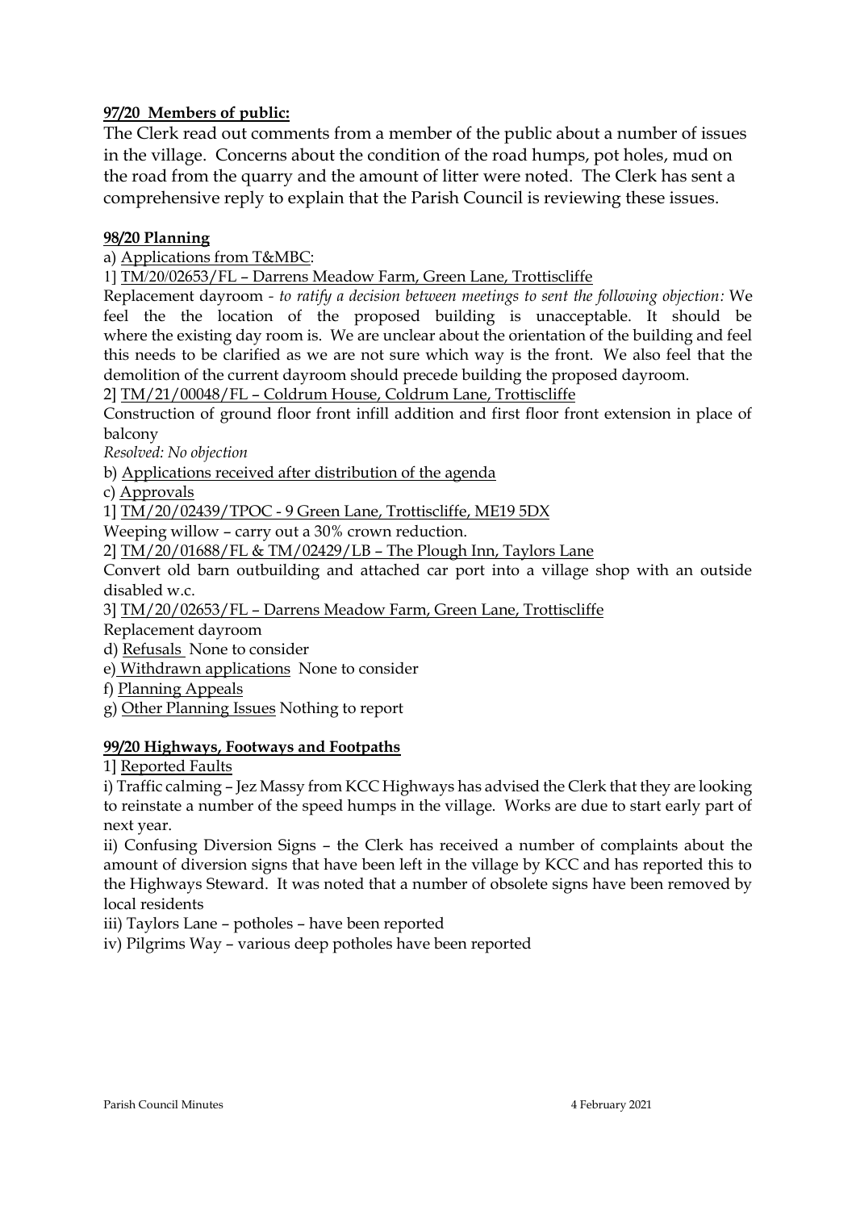**97/20 Members of public:**

The Clerk read out comments from a member of the public about a number of issues in the village. Concerns about the condition of the road humps, pot holes, mud on the road from the quarry and the amount of litter were noted. The Clerk has sent a comprehensive reply to explain that the Parish Council is reviewing these issues.

**98/20 Planning**

a) Applications from T&MBC:

1] TM/20/02653/FL – Darrens Meadow Farm, Green Lane, Trottiscliffe

Replacement dayroom - *to ratify a decision between meetings to sent the following objection:* We feel the the location of the proposed building is unacceptable. It should be where the existing day room is. We are unclear about the orientation of the building and feel this needs to be clarified as we are not sure which way is the front. We also feel that the demolition of the current dayroom should precede building the proposed dayroom.

2] TM/21/00048/FL – Coldrum House, Coldrum Lane, Trottiscliffe

Construction of ground floor front infill addition and first floor front extension in place of balcony

*Resolved: No objection*

b) Applications received after distribution of the agenda

c) Approvals

1] TM/20/02439/TPOC - 9 Green Lane, Trottiscliffe, ME19 5DX

Weeping willow – carry out a 30% crown reduction.

2] TM/20/01688/FL & TM/02429/LB – The Plough Inn, Taylors Lane

Convert old barn outbuilding and attached car port into a village shop with an outside disabled w.c.

3] TM/20/02653/FL – Darrens Meadow Farm, Green Lane, Trottiscliffe

Replacement dayroom

d) Refusals None to consider

e) Withdrawn applications None to consider

f) Planning Appeals

g) Other Planning Issues Nothing to report

**99/20 Highways, Footways and Footpaths**

1] Reported Faults

i) Traffic calming – Jez Massy from KCC Highways has advised the Clerk that they are looking to reinstate a number of the speed humps in the village. Works are due to start early part of next year.

ii) Confusing Diversion Signs – the Clerk has received a number of complaints about the amount of diversion signs that have been left in the village by KCC and has reported this to the Highways Steward. It was noted that a number of obsolete signs have been removed by local residents

iii) Taylors Lane – potholes – have been reported

iv) Pilgrims Way – various deep potholes have been reported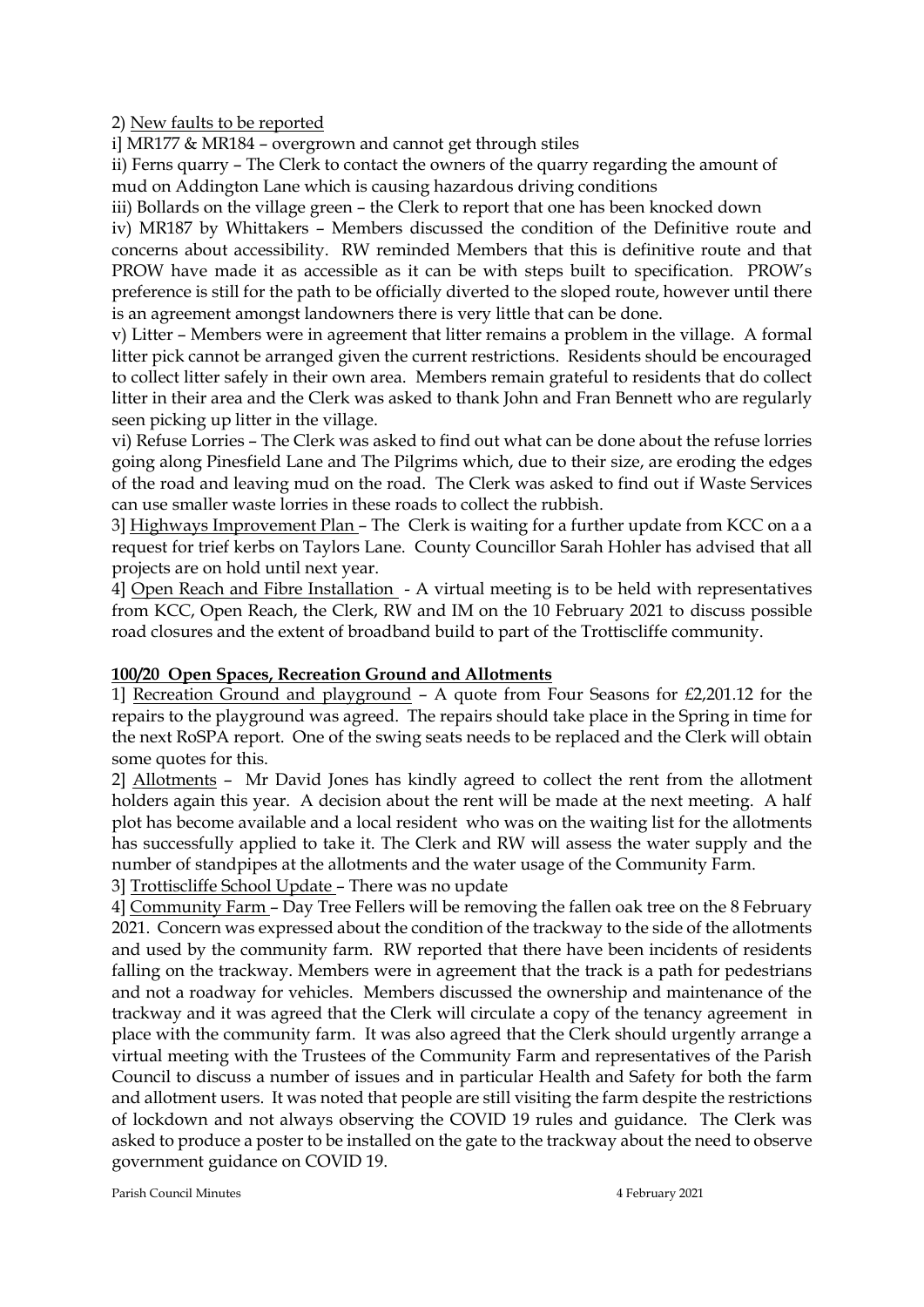2) New faults to be reported

i] MR177 & MR184 – overgrown and cannot get through stiles

ii) Ferns quarry – The Clerk to contact the owners of the quarry regarding the amount of mud on Addington Lane which is causing hazardous driving conditions

iii) Bollards on the village green – the Clerk to report that one has been knocked down

iv) MR187 by Whittakers – Members discussed the condition of the Definitive route and concerns about accessibility. RW reminded Members that this is definitive route and that PROW have made it as accessible as it can be with steps built to specification. PROW's preference is still for the path to be officially diverted to the sloped route, however until there is an agreement amongst landowners there is very little that can be done.

v) Litter – Members were in agreement that litter remains a problem in the village. A formal litter pick cannot be arranged given the current restrictions. Residents should be encouraged to collect litter safely in their own area. Members remain grateful to residents that do collect litter in their area and the Clerk was asked to thank John and Fran Bennett who are regularly seen picking up litter in the village.

vi) Refuse Lorries – The Clerk was asked to find out what can be done about the refuse lorries going along Pinesfield Lane and The Pilgrims which, due to their size, are eroding the edges of the road and leaving mud on the road. The Clerk was asked to find out if Waste Services can use smaller waste lorries in these roads to collect the rubbish.

3] Highways Improvement Plan – The Clerk is waiting for a further update from KCC on a a request for trief kerbs on Taylors Lane. County Councillor Sarah Hohler has advised that all projects are on hold until next year.

4] Open Reach and Fibre Installation - A virtual meeting is to be held with representatives from KCC, Open Reach, the Clerk, RW and IM on the 10 February 2021 to discuss possible road closures and the extent of broadband build to part of the Trottiscliffe community.

**100/20 Open Spaces, Recreation Ground and Allotments**

1] Recreation Ground and playground – A quote from Four Seasons for £2,201.12 for the repairs to the playground was agreed. The repairs should take place in the Spring in time for the next RoSPA report. One of the swing seats needs to be replaced and the Clerk will obtain some quotes for this.

2] Allotments – Mr David Jones has kindly agreed to collect the rent from the allotment holders again this year. A decision about the rent will be made at the next meeting. A half plot has become available and a local resident who was on the waiting list for the allotments has successfully applied to take it. The Clerk and RW will assess the water supply and the number of standpipes at the allotments and the water usage of the Community Farm.

3] Trottiscliffe School Update – There was no update

4] Community Farm – Day Tree Fellers will be removing the fallen oak tree on the 8 February 2021. Concern was expressed about the condition of the trackway to the side of the allotments and used by the community farm. RW reported that there have been incidents of residents falling on the trackway. Members were in agreement that the track is a path for pedestrians and not a roadway for vehicles. Members discussed the ownership and maintenance of the trackway and it was agreed that the Clerk will circulate a copy of the tenancy agreement in place with the community farm. It was also agreed that the Clerk should urgently arrange a virtual meeting with the Trustees of the Community Farm and representatives of the Parish Council to discuss a number of issues and in particular Health and Safety for both the farm and allotment users. It was noted that people are still visiting the farm despite the restrictions of lockdown and not always observing the COVID 19 rules and guidance. The Clerk was asked to produce a poster to be installed on the gate to the trackway about the need to observe government guidance on COVID 19.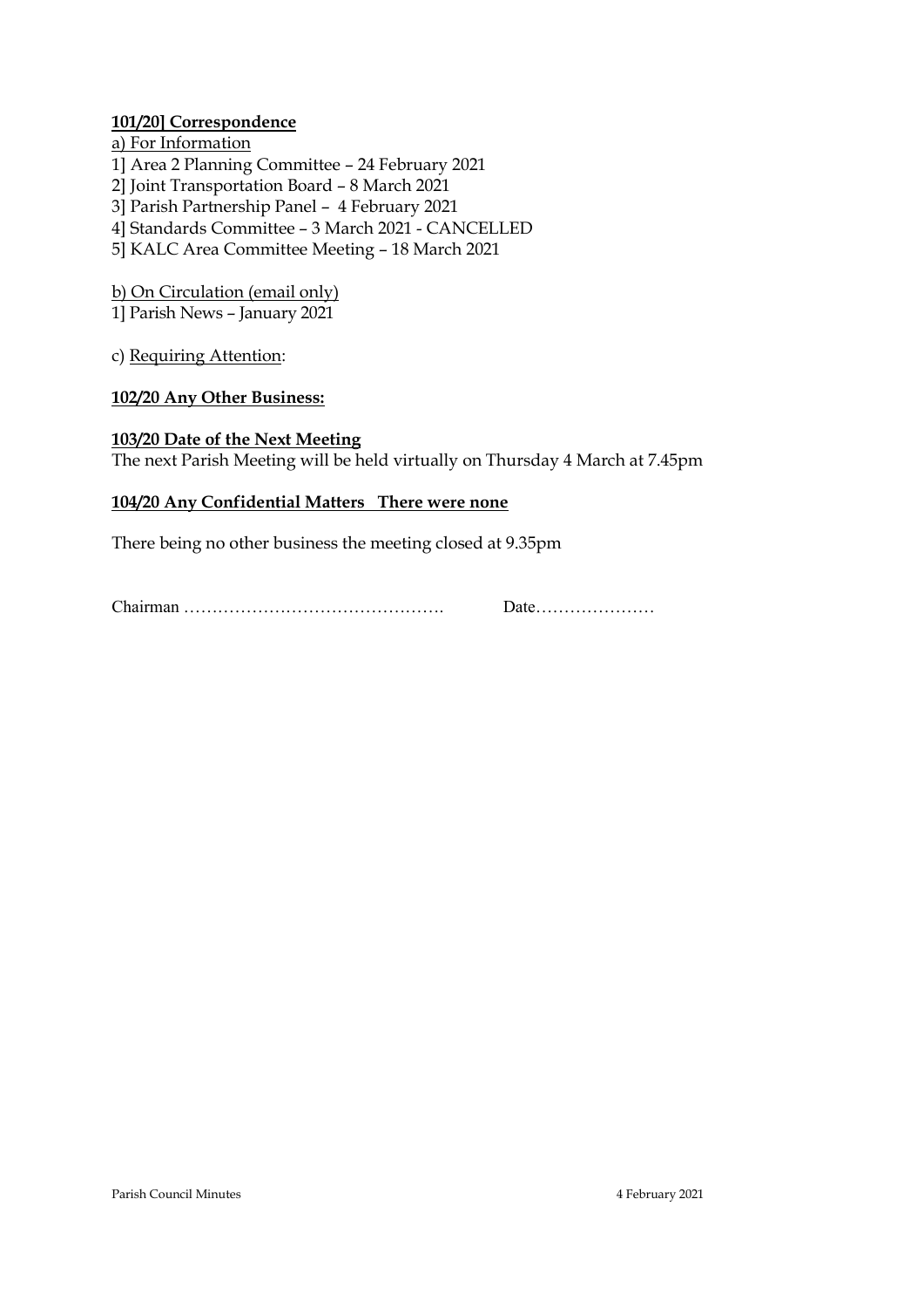**101/20] Correspondence**

a) For Information

1] Area 2 Planning Committee – 24 February 2021
2] Joint Transportation Board – 8 March 2021
3] Parish Partnership Panel – 4 February 2021
4] Standards Committee – 3 March 2021 - CANCELLED
5] KALC Area Committee Meeting – 18 March 2021

b) On Circulation (email only)

1] Parish News – January 2021

c) Requiring Attention:

**102/20 Any Other Business:**

**103/20 Date of the Next Meeting**

The next Parish Meeting will be held virtually on Thursday 4 March at 7.45pm

**104/20 Any Confidential Matters There were none**

There being no other business the meeting closed at 9.35pm

Chairman ………………………………………. Date…………………